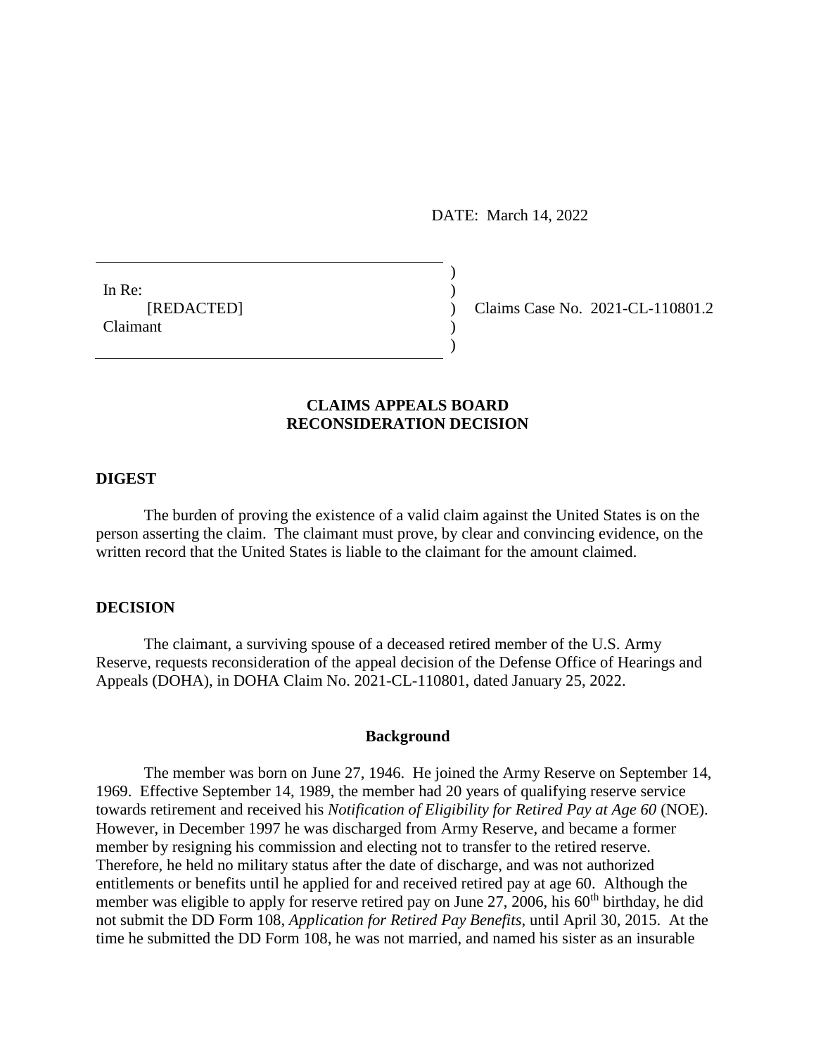DATE: March 14, 2022

In Re:
[REDACTED]
Claimant

Claims Case No. 2021-CL-110801.2

**CLAIMS APPEALS BOARD**
**RECONSIDERATION DECISION**

## DIGEST

The burden of proving the existence of a valid claim against the United States is on the person asserting the claim. The claimant must prove, by clear and convincing evidence, on the written record that the United States is liable to the claimant for the amount claimed.

## DECISION

The claimant, a surviving spouse of a deceased retired member of the U.S. Army Reserve, requests reconsideration of the appeal decision of the Defense Office of Hearings and Appeals (DOHA), in DOHA Claim No. 2021-CL-110801, dated January 25, 2022.

### Background

The member was born on June 27, 1946. He joined the Army Reserve on September 14, 1969. Effective September 14, 1989, the member had 20 years of qualifying reserve service towards retirement and received his *Notification of Eligibility for Retired Pay at Age 60* (NOE). However, in December 1997 he was discharged from Army Reserve, and became a former member by resigning his commission and electing not to transfer to the retired reserve. Therefore, he held no military status after the date of discharge, and was not authorized entitlements or benefits until he applied for and received retired pay at age 60. Although the member was eligible to apply for reserve retired pay on June 27, 2006, his 60th birthday, he did not submit the DD Form 108, *Application for Retired Pay Benefits*, until April 30, 2015. At the time he submitted the DD Form 108, he was not married, and named his sister as an insurable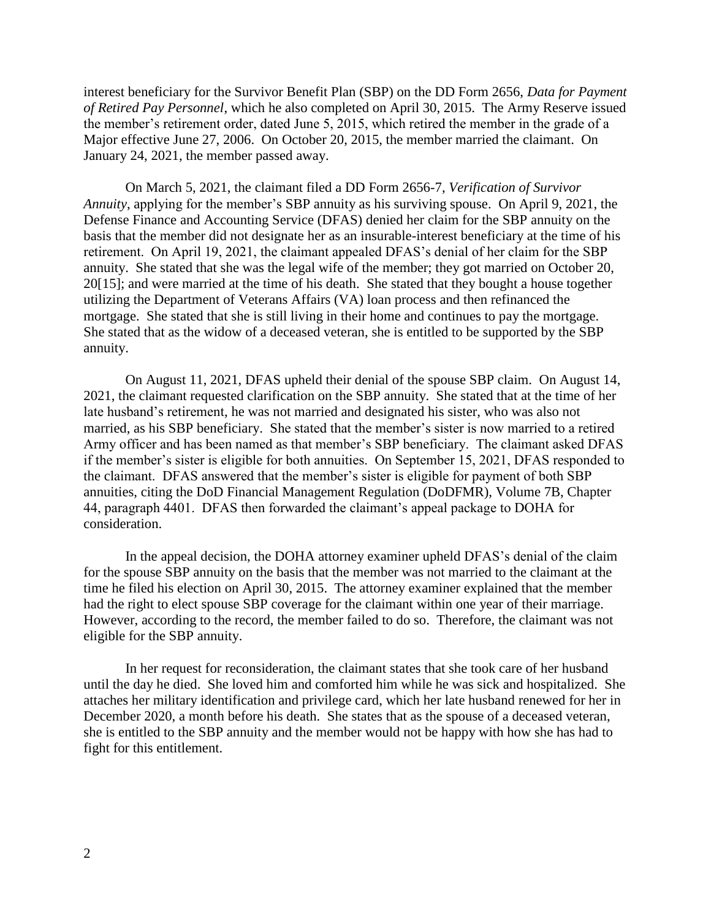interest beneficiary for the Survivor Benefit Plan (SBP) on the DD Form 2656, *Data for Payment of Retired Pay Personnel*, which he also completed on April 30, 2015. The Army Reserve issued the member's retirement order, dated June 5, 2015, which retired the member in the grade of a Major effective June 27, 2006. On October 20, 2015, the member married the claimant. On January 24, 2021, the member passed away.

On March 5, 2021, the claimant filed a DD Form 2656-7, *Verification of Survivor Annuity*, applying for the member's SBP annuity as his surviving spouse. On April 9, 2021, the Defense Finance and Accounting Service (DFAS) denied her claim for the SBP annuity on the basis that the member did not designate her as an insurable-interest beneficiary at the time of his retirement. On April 19, 2021, the claimant appealed DFAS's denial of her claim for the SBP annuity. She stated that she was the legal wife of the member; they got married on October 20, 20[15]; and were married at the time of his death. She stated that they bought a house together utilizing the Department of Veterans Affairs (VA) loan process and then refinanced the mortgage. She stated that she is still living in their home and continues to pay the mortgage. She stated that as the widow of a deceased veteran, she is entitled to be supported by the SBP annuity.

On August 11, 2021, DFAS upheld their denial of the spouse SBP claim. On August 14, 2021, the claimant requested clarification on the SBP annuity. She stated that at the time of her late husband's retirement, he was not married and designated his sister, who was also not married, as his SBP beneficiary. She stated that the member's sister is now married to a retired Army officer and has been named as that member's SBP beneficiary. The claimant asked DFAS if the member's sister is eligible for both annuities. On September 15, 2021, DFAS responded to the claimant. DFAS answered that the member's sister is eligible for payment of both SBP annuities, citing the DoD Financial Management Regulation (DoDFMR), Volume 7B, Chapter 44, paragraph 4401. DFAS then forwarded the claimant's appeal package to DOHA for consideration.

In the appeal decision, the DOHA attorney examiner upheld DFAS's denial of the claim for the spouse SBP annuity on the basis that the member was not married to the claimant at the time he filed his election on April 30, 2015. The attorney examiner explained that the member had the right to elect spouse SBP coverage for the claimant within one year of their marriage. However, according to the record, the member failed to do so. Therefore, the claimant was not eligible for the SBP annuity.

In her request for reconsideration, the claimant states that she took care of her husband until the day he died. She loved him and comforted him while he was sick and hospitalized. She attaches her military identification and privilege card, which her late husband renewed for her in December 2020, a month before his death. She states that as the spouse of a deceased veteran, she is entitled to the SBP annuity and the member would not be happy with how she has had to fight for this entitlement.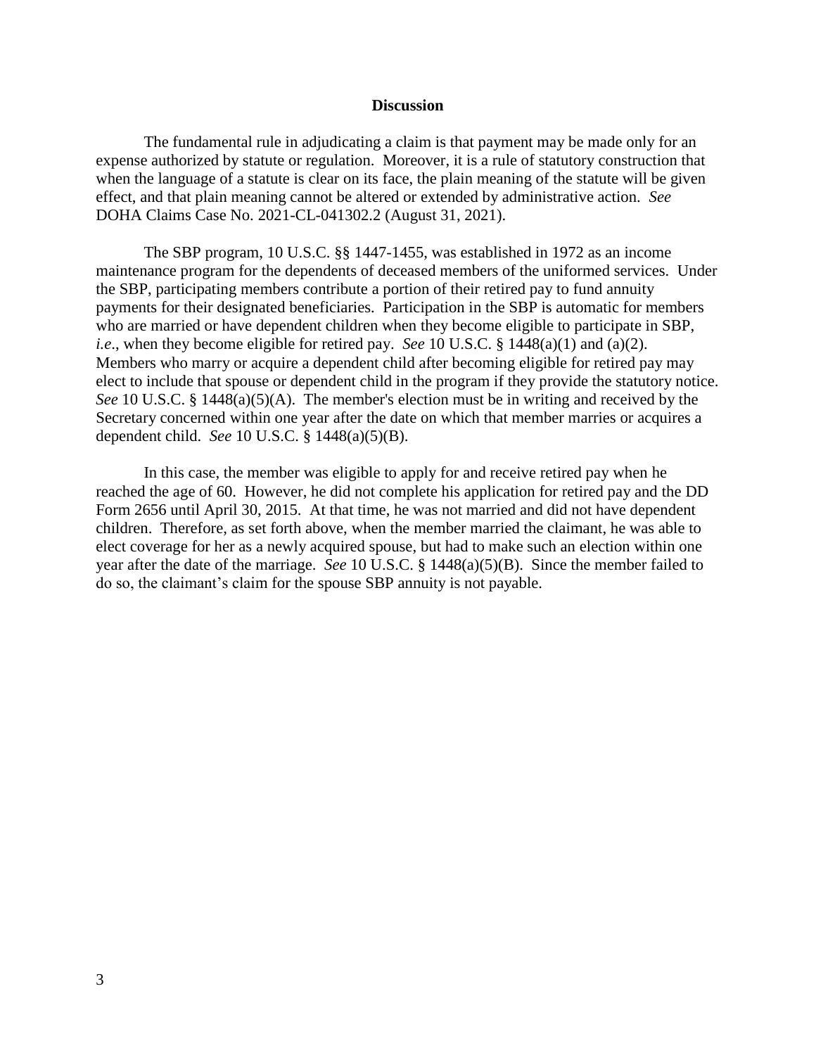## Discussion

The fundamental rule in adjudicating a claim is that payment may be made only for an expense authorized by statute or regulation. Moreover, it is a rule of statutory construction that when the language of a statute is clear on its face, the plain meaning of the statute will be given effect, and that plain meaning cannot be altered or extended by administrative action. *See* DOHA Claims Case No. 2021-CL-041302.2 (August 31, 2021).

The SBP program, 10 U.S.C. §§ 1447-1455, was established in 1972 as an income maintenance program for the dependents of deceased members of the uniformed services. Under the SBP, participating members contribute a portion of their retired pay to fund annuity payments for their designated beneficiaries. Participation in the SBP is automatic for members who are married or have dependent children when they become eligible to participate in SBP, *i.e.*, when they become eligible for retired pay. *See* 10 U.S.C. § 1448(a)(1) and (a)(2). Members who marry or acquire a dependent child after becoming eligible for retired pay may elect to include that spouse or dependent child in the program if they provide the statutory notice. *See* 10 U.S.C. § 1448(a)(5)(A). The member's election must be in writing and received by the Secretary concerned within one year after the date on which that member marries or acquires a dependent child. *See* 10 U.S.C. § 1448(a)(5)(B).

In this case, the member was eligible to apply for and receive retired pay when he reached the age of 60. However, he did not complete his application for retired pay and the DD Form 2656 until April 30, 2015. At that time, he was not married and did not have dependent children. Therefore, as set forth above, when the member married the claimant, he was able to elect coverage for her as a newly acquired spouse, but had to make such an election within one year after the date of the marriage. *See* 10 U.S.C. § 1448(a)(5)(B). Since the member failed to do so, the claimant's claim for the spouse SBP annuity is not payable.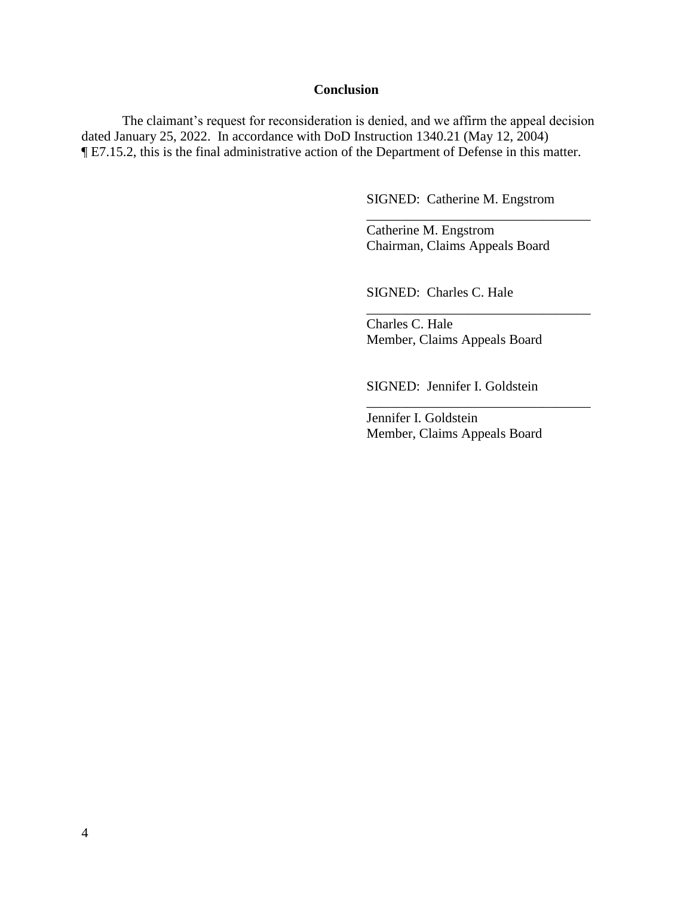**Conclusion**

The claimant's request for reconsideration is denied, and we affirm the appeal decision dated January 25, 2022. In accordance with DoD Instruction 1340.21 (May 12, 2004) ¶ E7.15.2, this is the final administrative action of the Department of Defense in this matter.

SIGNED: Catherine M. Engstrom

---

Catherine M. Engstrom
Chairman, Claims Appeals Board

SIGNED: Charles C. Hale

---

Charles C. Hale
Member, Claims Appeals Board

SIGNED: Jennifer I. Goldstein

---

Jennifer I. Goldstein
Member, Claims Appeals Board